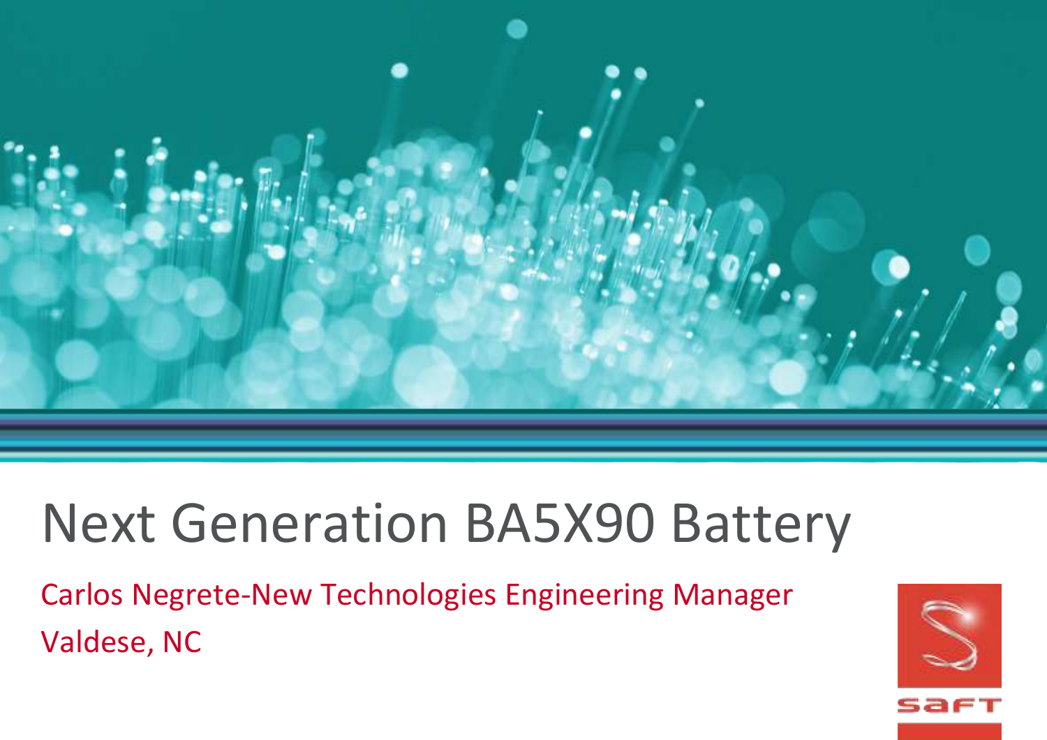# Next Generation BA5X90 Battery

Carlos Negrete-New Technologies Engineering Manager

Valdese, NC

SAFT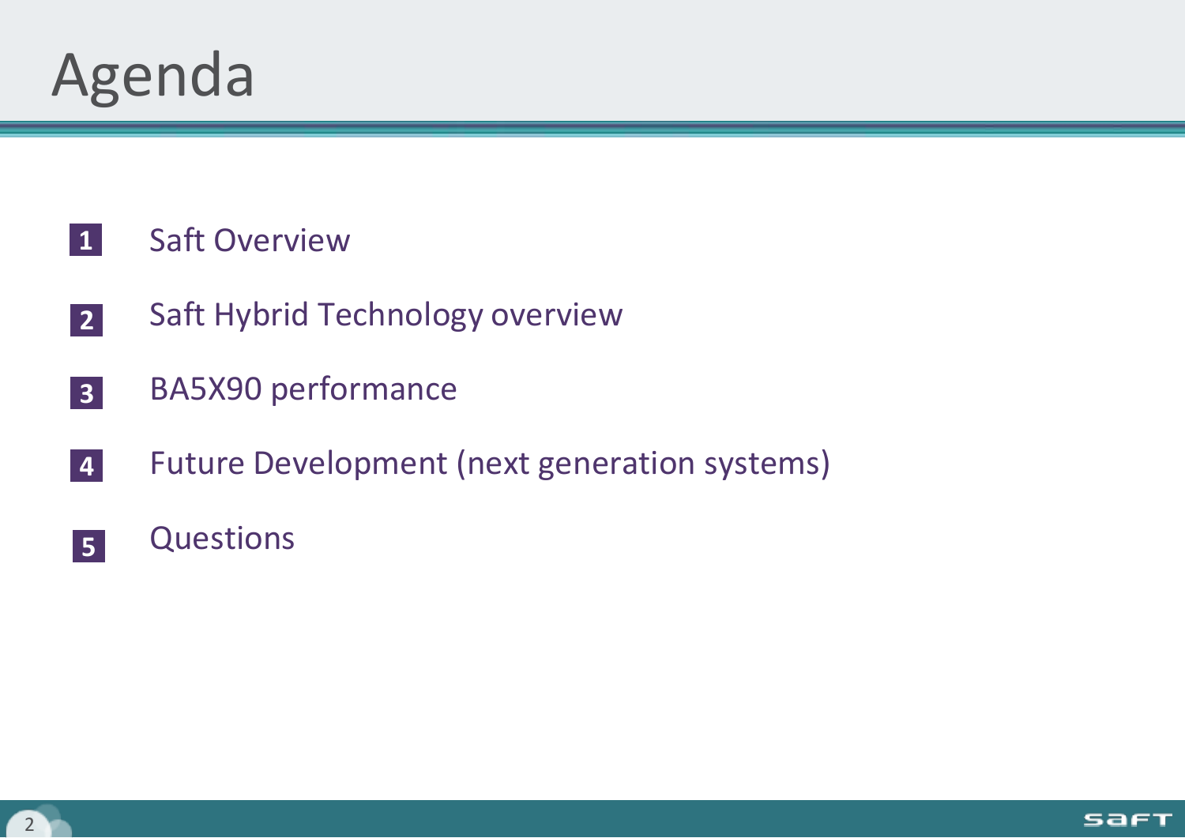# Agenda

1. Saft Overview
2. Saft Hybrid Technology overview
3. BA5X90 performance
4. Future Development (next generation systems)
5. Questions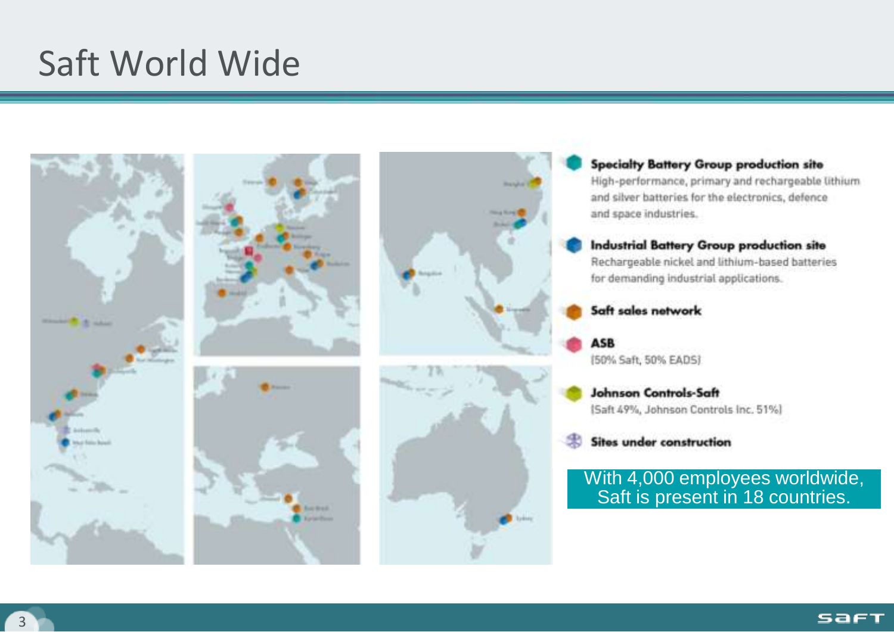# Saft World Wide

**Specialty Battery Group production site**
High-performance, primary and rechargeable lithium and silver batteries for the electronics, defence and space industries.

**Industrial Battery Group production site**
Rechargeable nickel and lithium-based batteries for demanding industrial applications.

**Saft sales network**

**ASB**
(50% Saft, 50% EADS)

**Johnson Controls-Saft**
(Saft 49%, Johnson Controls Inc. 51%)

**Sites under construction**

With 4,000 employees worldwide, Saft is present in 18 countries.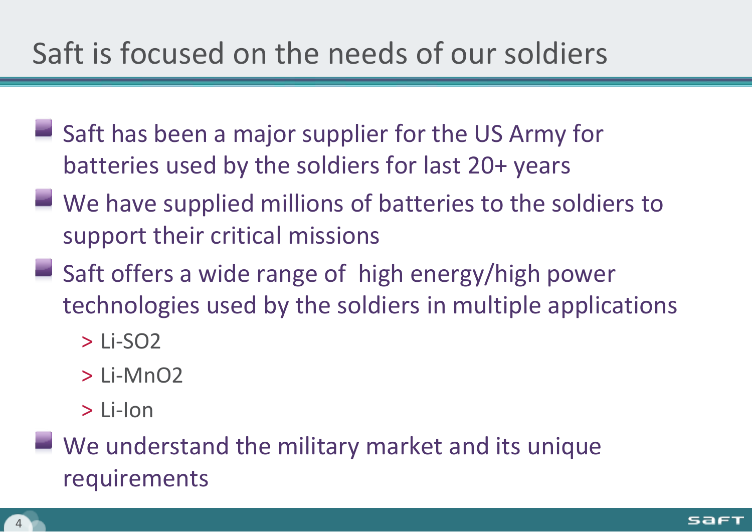# Saft is focused on the needs of our soldiers

- Saft has been a major supplier for the US Army for batteries used by the soldiers for last 20+ years
- We have supplied millions of batteries to the soldiers to support their critical missions
- Saft offers a wide range of high energy/high power technologies used by the soldiers in multiple applications
  - > $Li\text{-}SO_2$
  - > $Li\text{-}MnO_2$
  - > Li-Ion
- We understand the military market and its unique requirements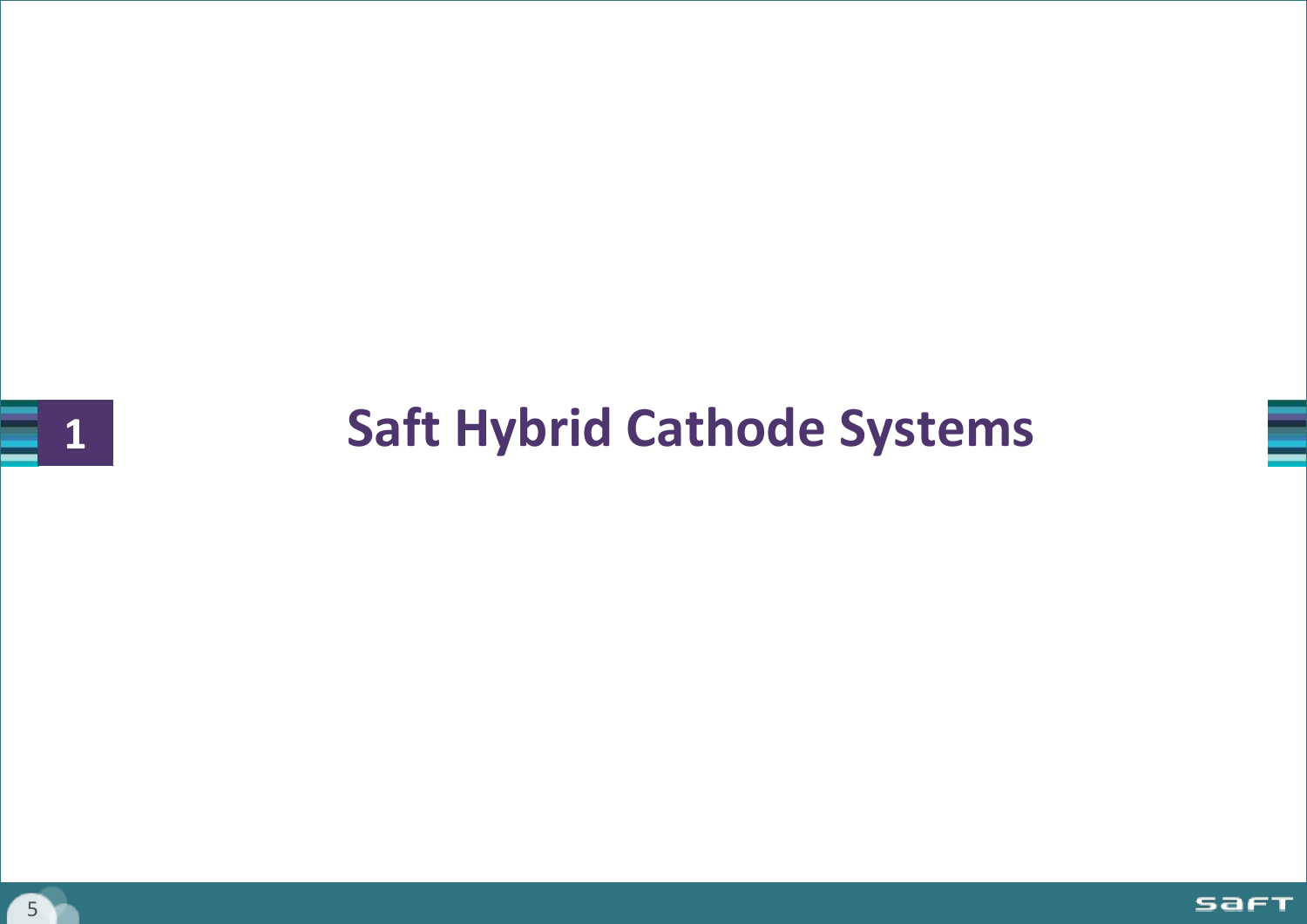# 1 Saft Hybrid Cathode Systems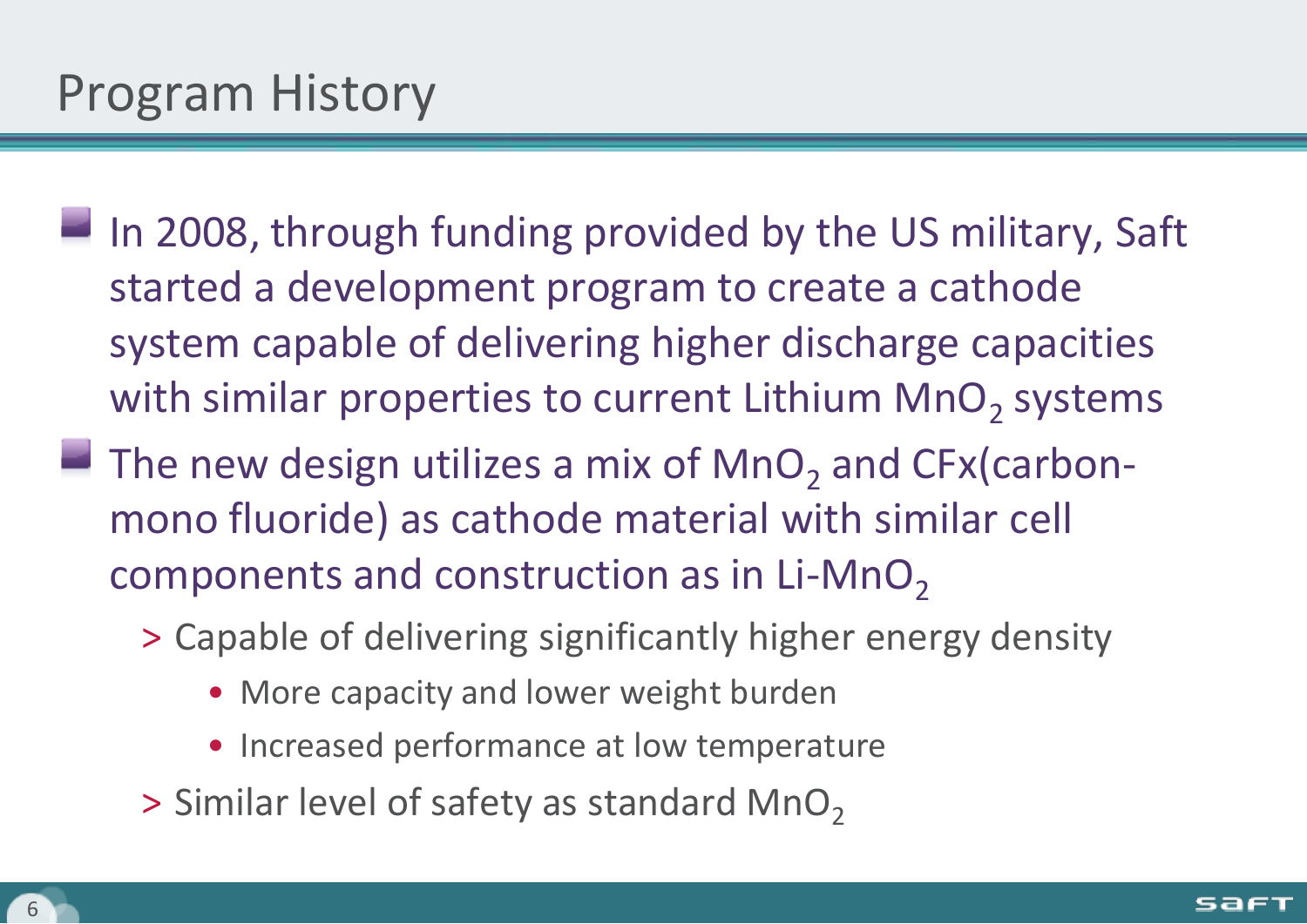# Program History

- In 2008, through funding provided by the US military, Saft started a development program to create a cathode system capable of delivering higher discharge capacities with similar properties to current Lithium $MnO_2$ systems
- The new design utilizes a mix of $MnO_2$ and CFx(carbon-mono fluoride) as cathode material with similar cell components and construction as in Li-$MnO_2$
  - Capable of delivering significantly higher energy density
    - More capacity and lower weight burden
    - Increased performance at low temperature
  - Similar level of safety as standard $MnO_2$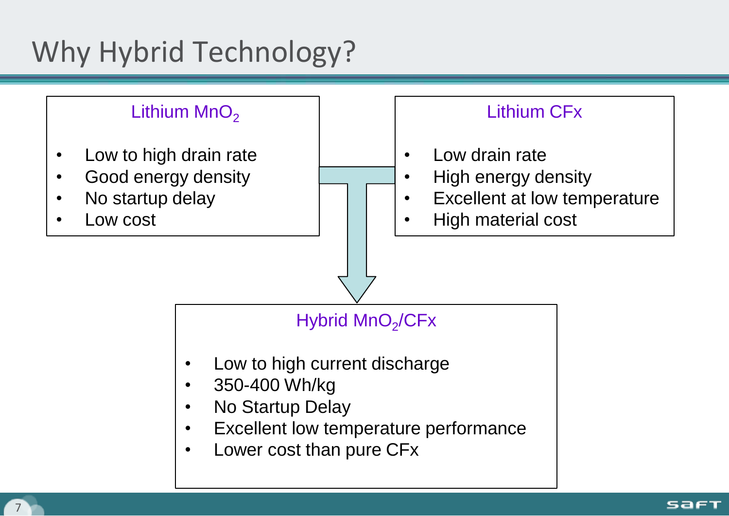# Why Hybrid Technology?

### Lithium $MnO_2$

- Low to high drain rate
- Good energy density
- No startup delay
- Low cost

### Lithium CFx

- Low drain rate
- High energy density
- Excellent at low temperature
- High material cost

### Hybrid $MnO_2$/CFx

- Low to high current discharge
- 350-400 Wh/kg
- No Startup Delay
- Excellent low temperature performance
- Lower cost than pure CFx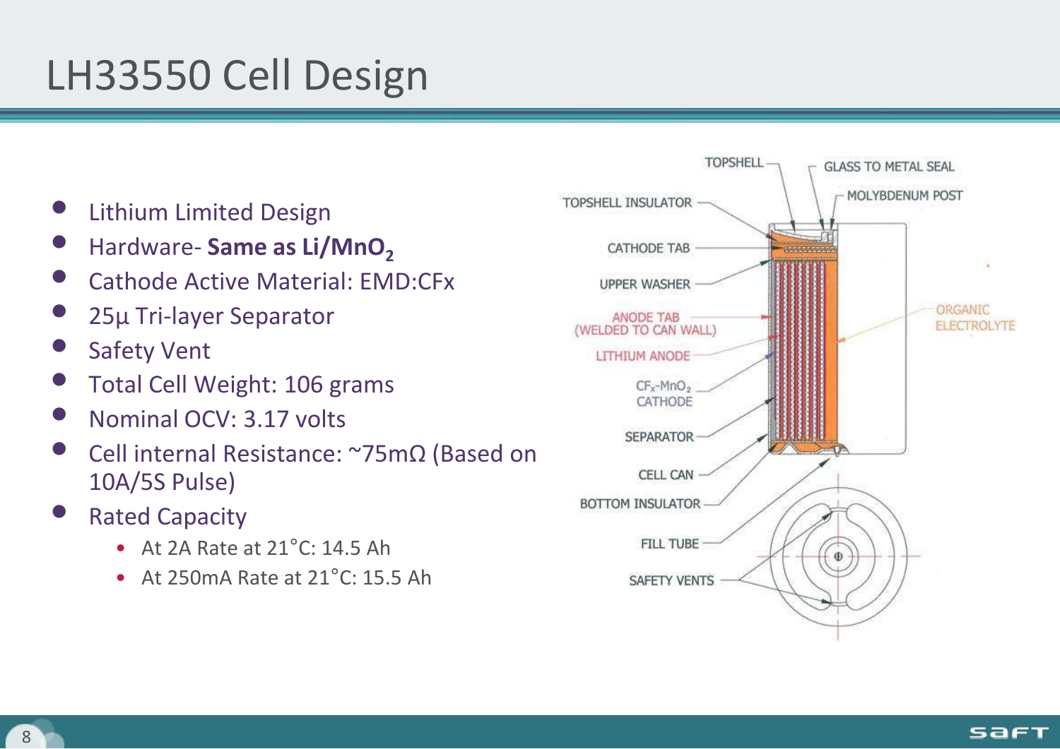# LH33550 Cell Design

- Lithium Limited Design
- Hardware- **Same as Li/$MnO_2$**
- Cathode Active Material: EMD:CFx
- 25µ Tri-layer Separator
- Safety Vent
- Total Cell Weight: 106 grams
- Nominal OCV: 3.17 volts
- Cell internal Resistance: ~75mΩ (Based on 10A/5S Pulse)
- Rated Capacity
  - At 2A Rate at 21°C: 14.5 Ah
  - At 250mA Rate at 21°C: 15.5 Ah

TOPSHELL

GLASS TO METAL SEAL

MOLYBDENUM POST

TOPSHELL INSULATOR

CATHODE TAB

UPPER WASHER

ANODE TAB (WELDED TO CAN WALL)

ORGANIC ELECTROLYTE

LITHIUM ANODE

$CF_x$-$MnO_2$ CATHODE

SEPARATOR

CELL CAN

BOTTOM INSULATOR

FILL TUBE

SAFETY VENTS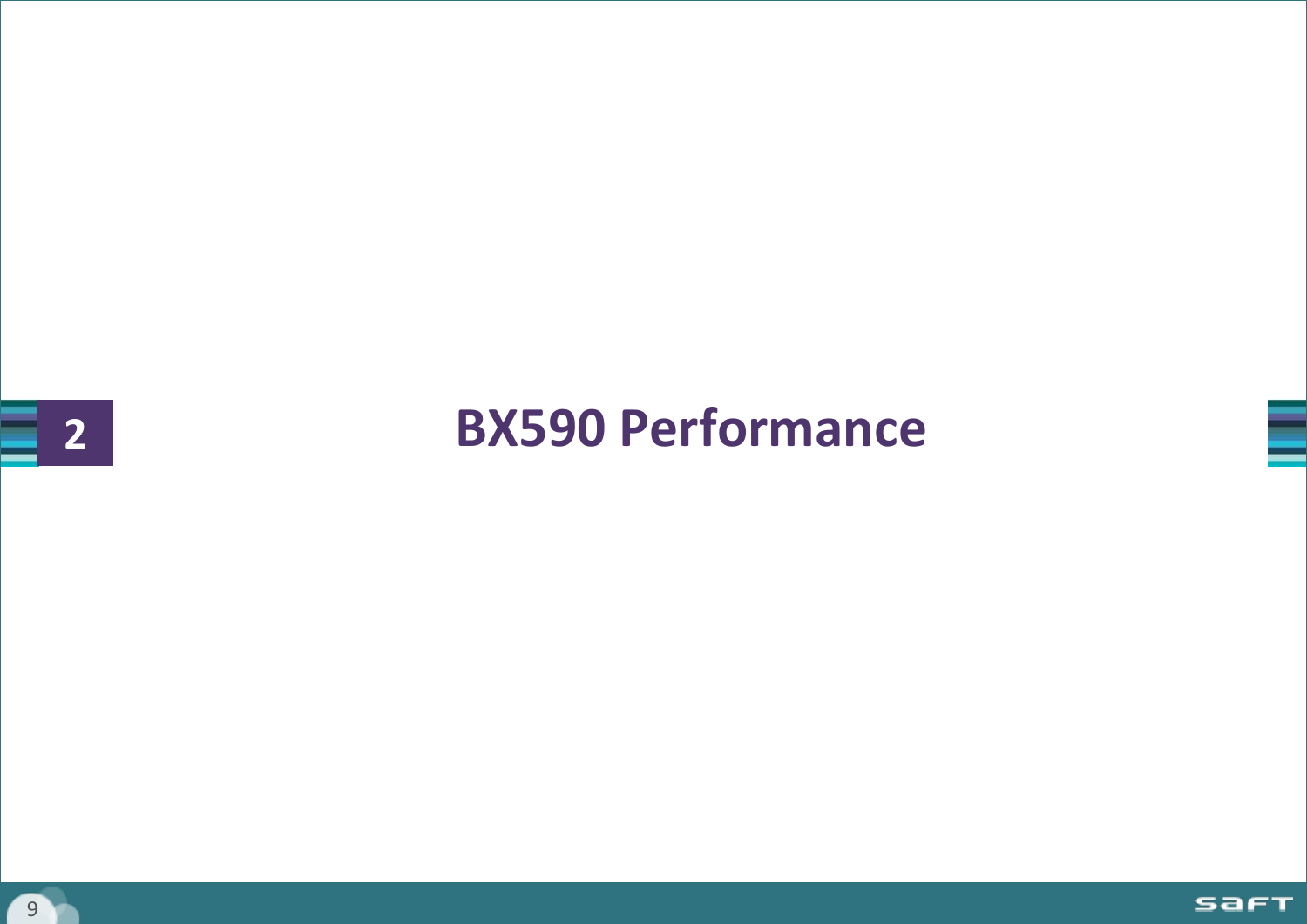## 2 BX590 Performance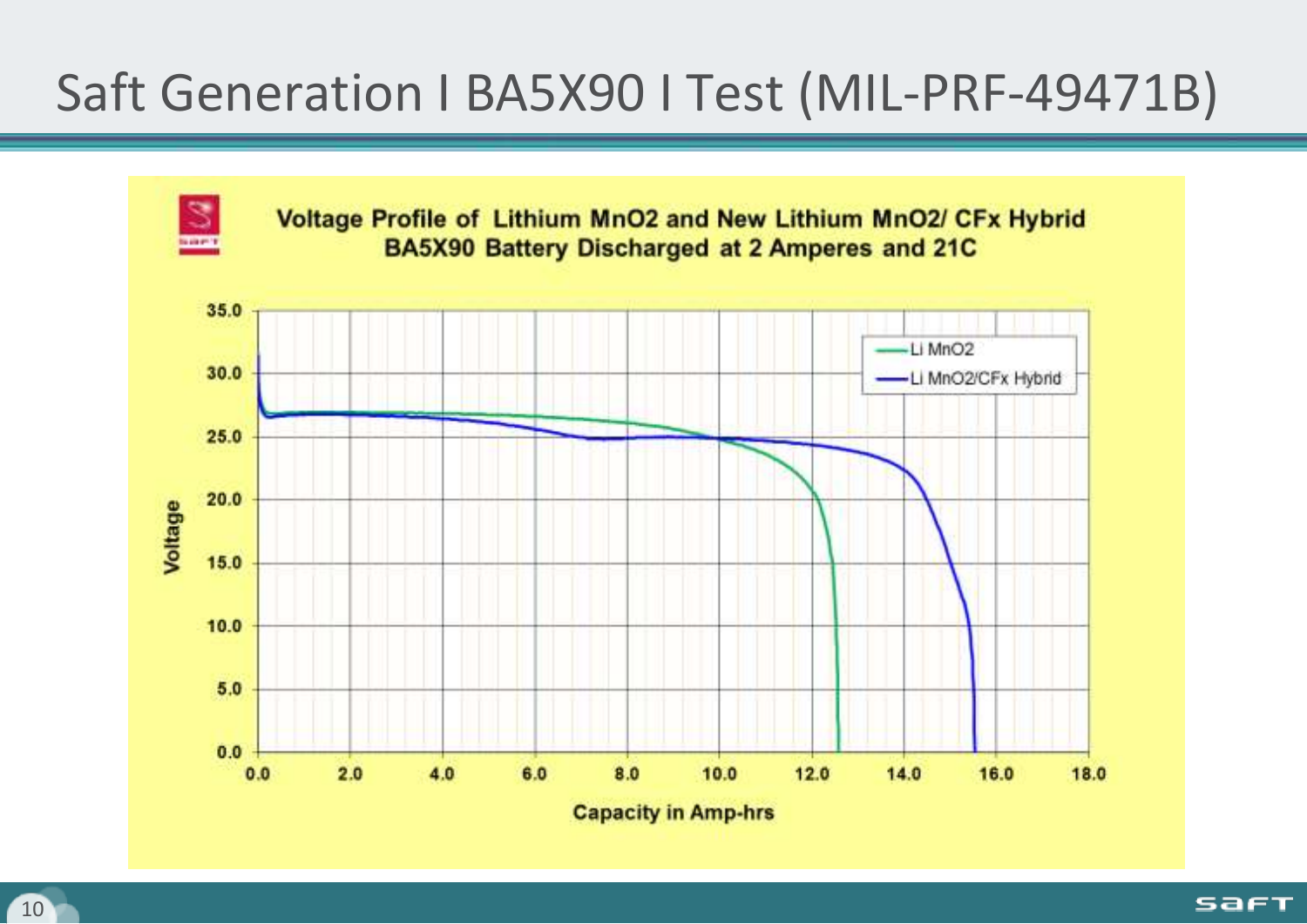# Saft Generation I BA5X90 I Test (MIL-PRF-49471B)

**Voltage Profile of Lithium MnO2 and New Lithium MnO2/ CFx Hybrid BA5X90 Battery Discharged at 2 Amperes and 21C**

Legend: Li MnO2; Li MnO2/CFx Hybrid

Voltage (0.0 – 35.0) vs. Capacity in Amp-hrs (0.0 – 18.0)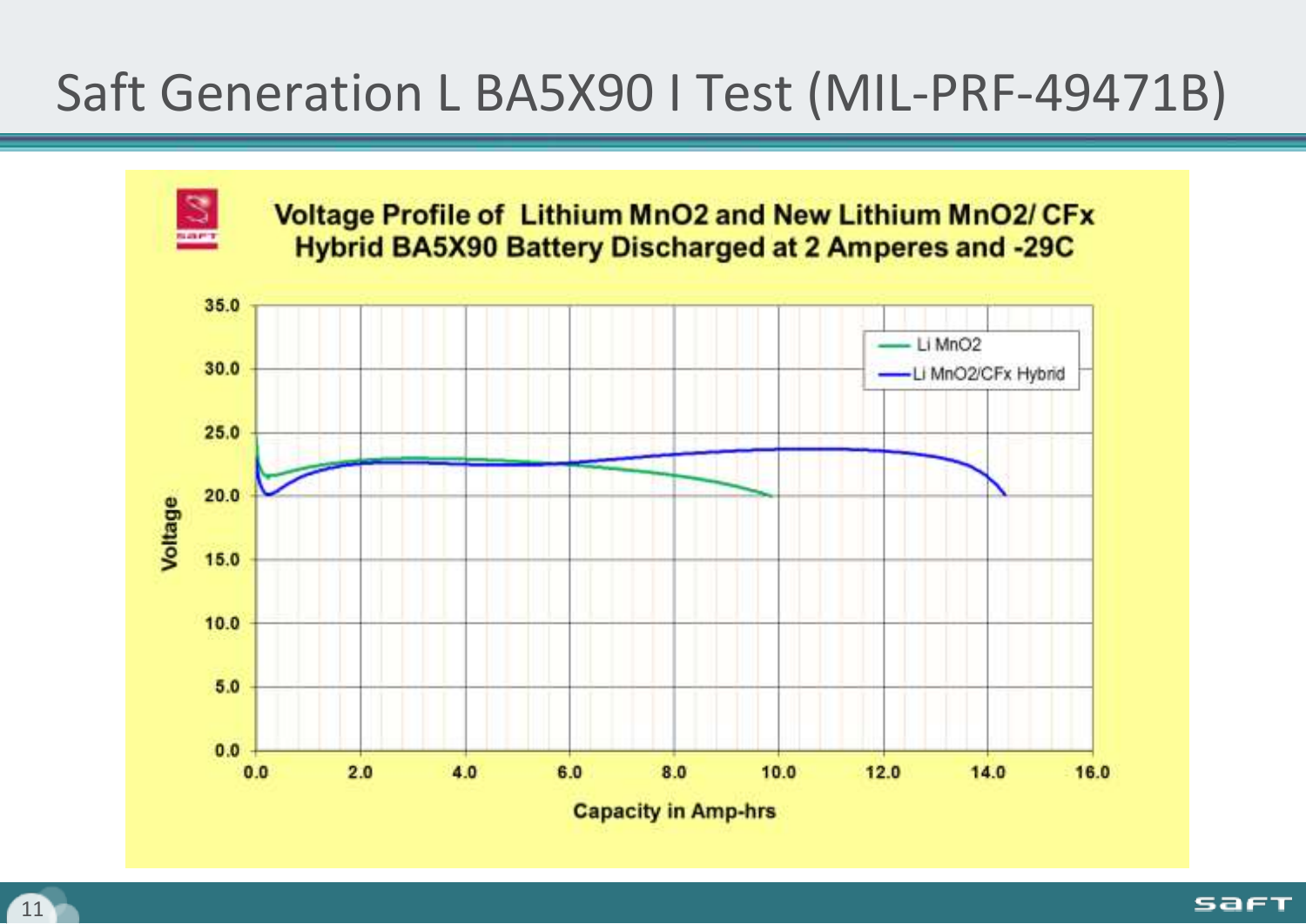# Saft Generation L BA5X90 I Test (MIL-PRF-49471B)

**Voltage Profile of Lithium MnO2 and New Lithium MnO2/ CFx Hybrid BA5X90 Battery Discharged at 2 Amperes and -29C**

Voltage

35.0
30.0
25.0
20.0
15.0
10.0
5.0
0.0

0.0 2.0 4.0 6.0 8.0 10.0 12.0 14.0 16.0

Capacity in Amp-hrs

- Li MnO2
- Li MnO2/CFx Hybrid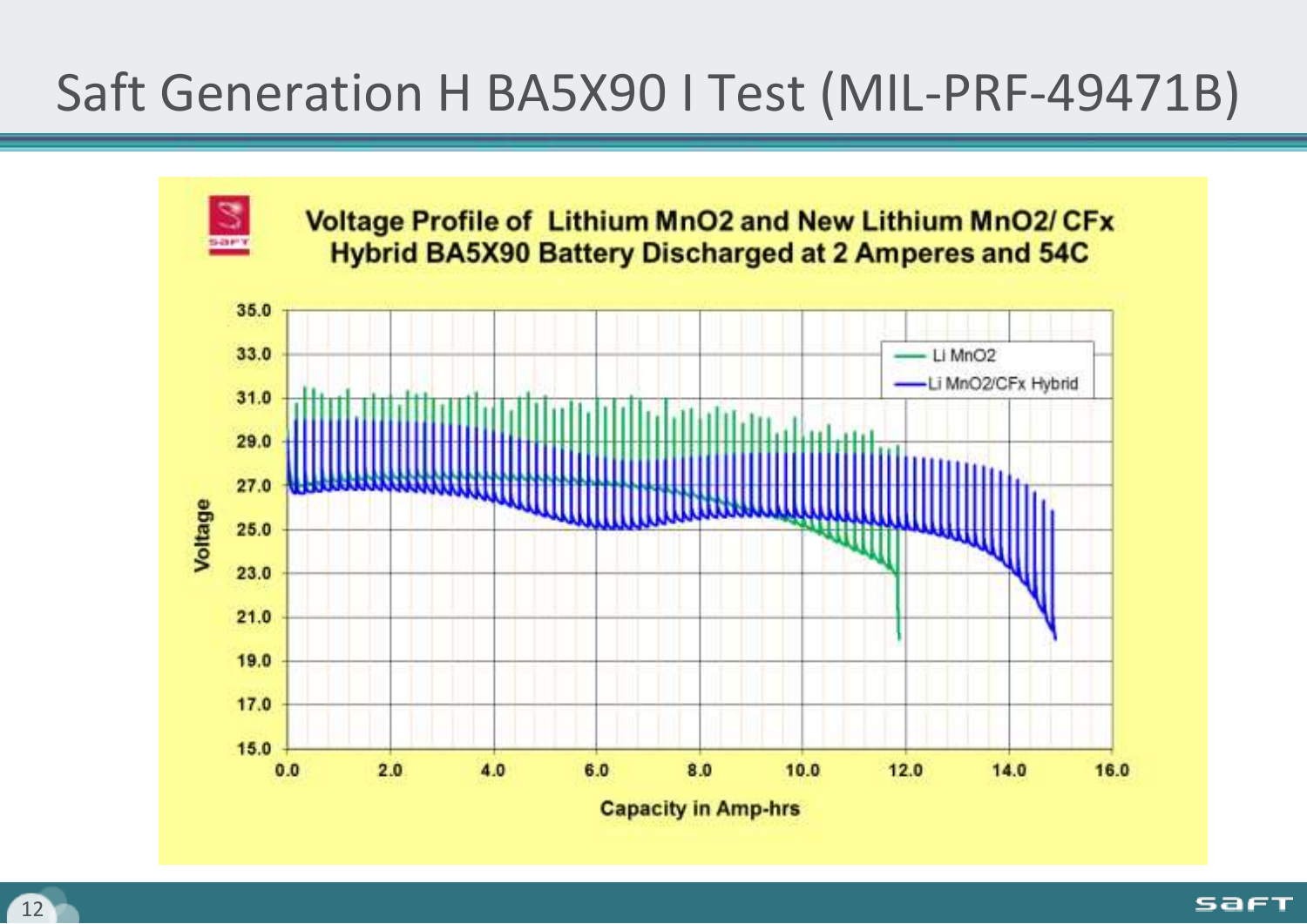# Saft Generation H BA5X90 I Test (MIL-PRF-49471B)

**Voltage Profile of Lithium MnO2 and New Lithium MnO2/ CFx Hybrid BA5X90 Battery Discharged at 2 Amperes and 54C**

Voltage

35.0
33.0
31.0
29.0
27.0
25.0
23.0
21.0
19.0
17.0
15.0

0.0 2.0 4.0 6.0 8.0 10.0 12.0 14.0 16.0

Capacity in Amp-hrs

- Li MnO2
- Li MnO2/CFx Hybrid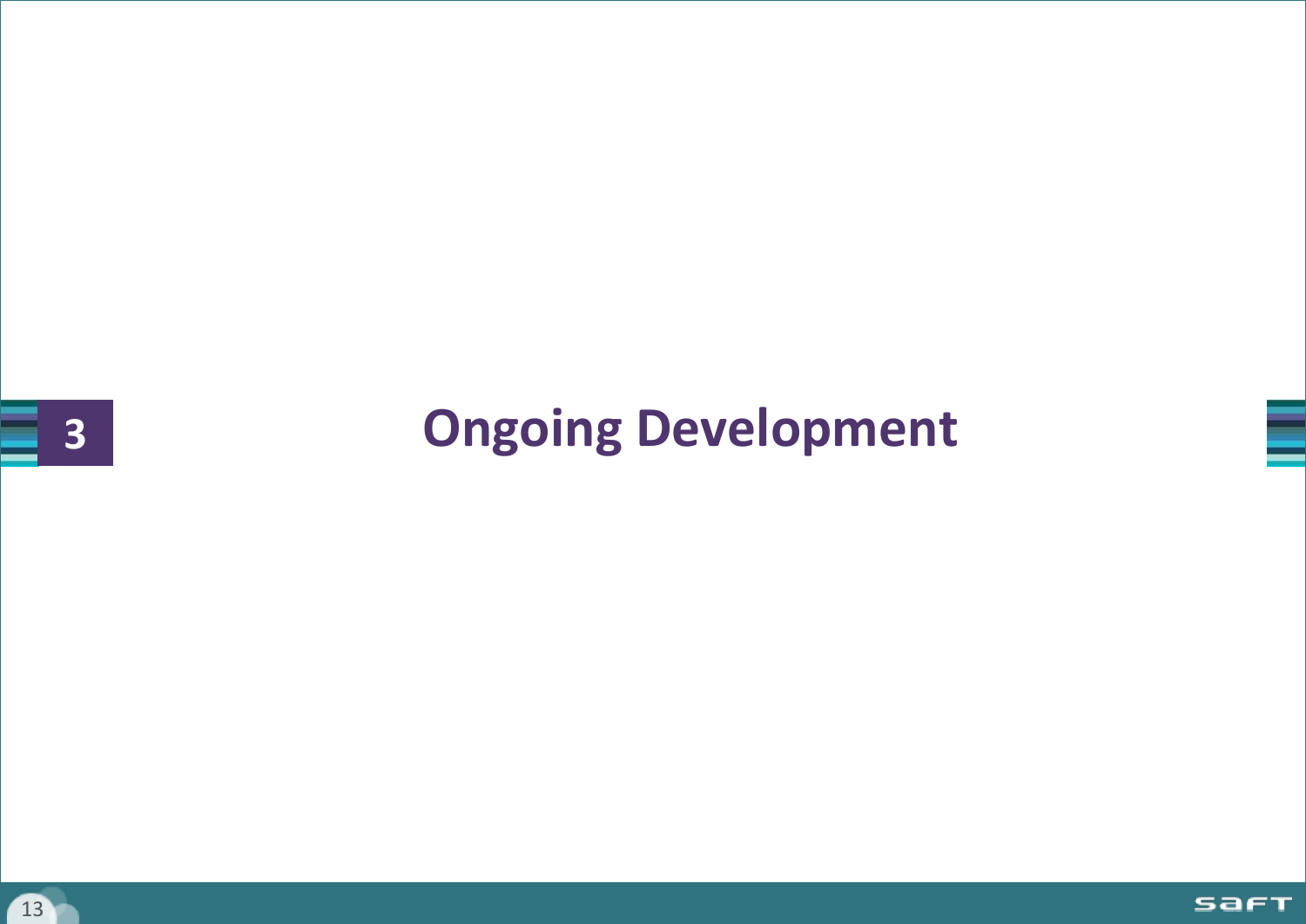# 3 Ongoing Development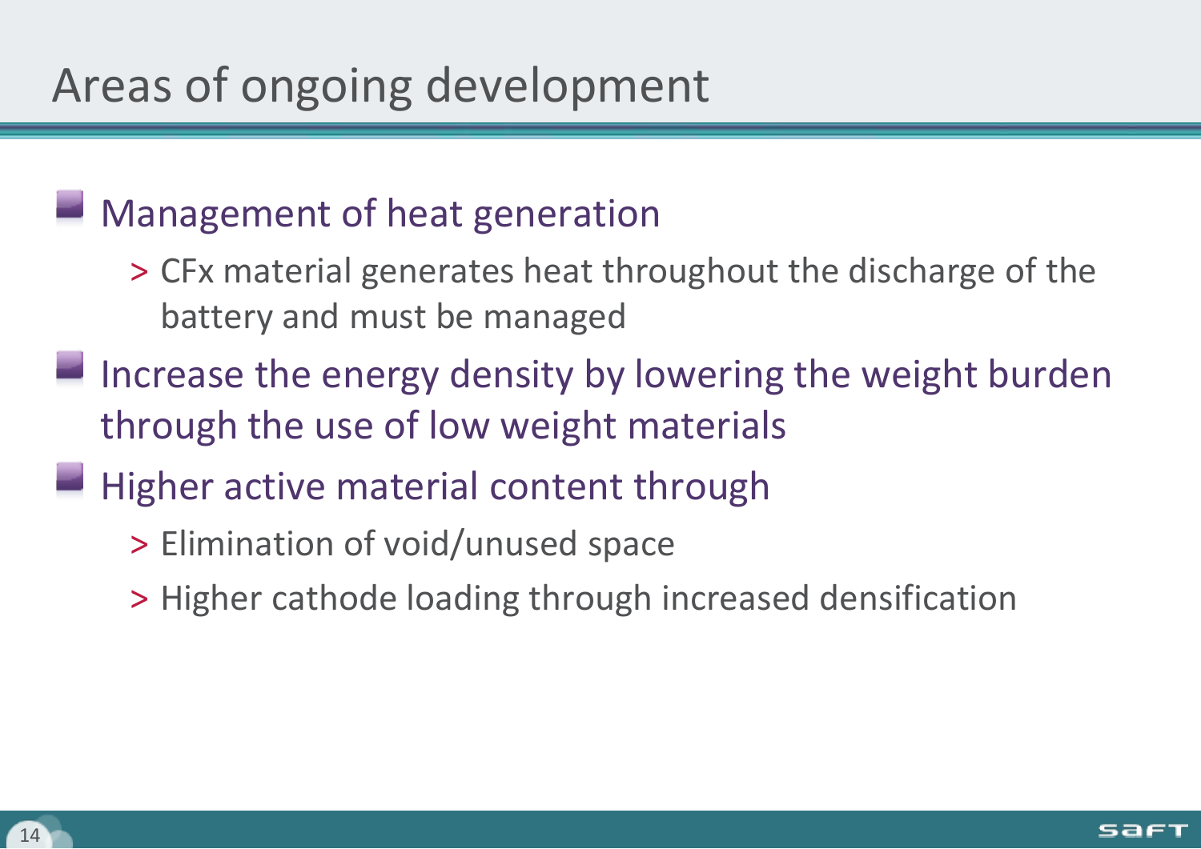# Areas of ongoing development

- Management of heat generation
  - CFx material generates heat throughout the discharge of the battery and must be managed
- Increase the energy density by lowering the weight burden through the use of low weight materials
- Higher active material content through
  - Elimination of void/unused space
  - Higher cathode loading through increased densification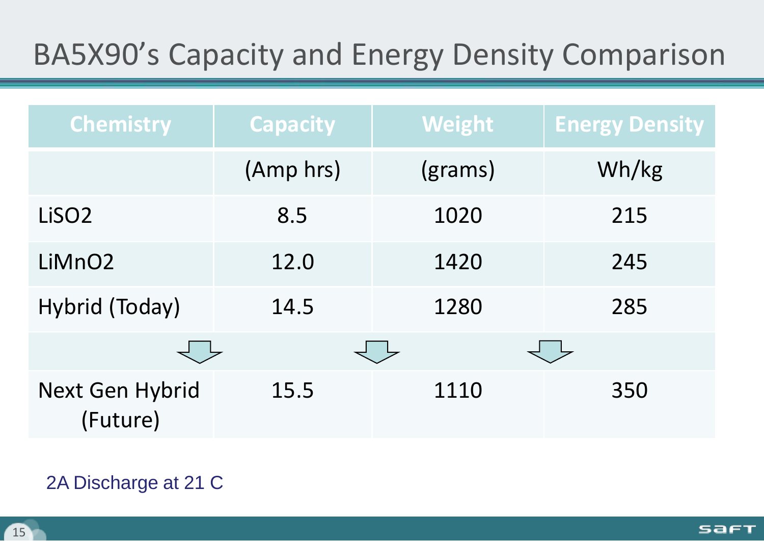# BA5X90's Capacity and Energy Density Comparison

| Chemistry | Capacity | Weight | Energy Density |
|---|---|---|---|
| | (Amp hrs) | (grams) | Wh/kg |
| $LiSO_2$ | 8.5 | 1020 | 215 |
| $LiMnO_2$ | 12.0 | 1420 | 245 |
| Hybrid (Today) | 14.5 | 1280 | 285 |
| | ⇩ | ⇩ | ⇩ |
| Next Gen Hybrid (Future) | 15.5 | 1110 | 350 |

2A Discharge at 21 C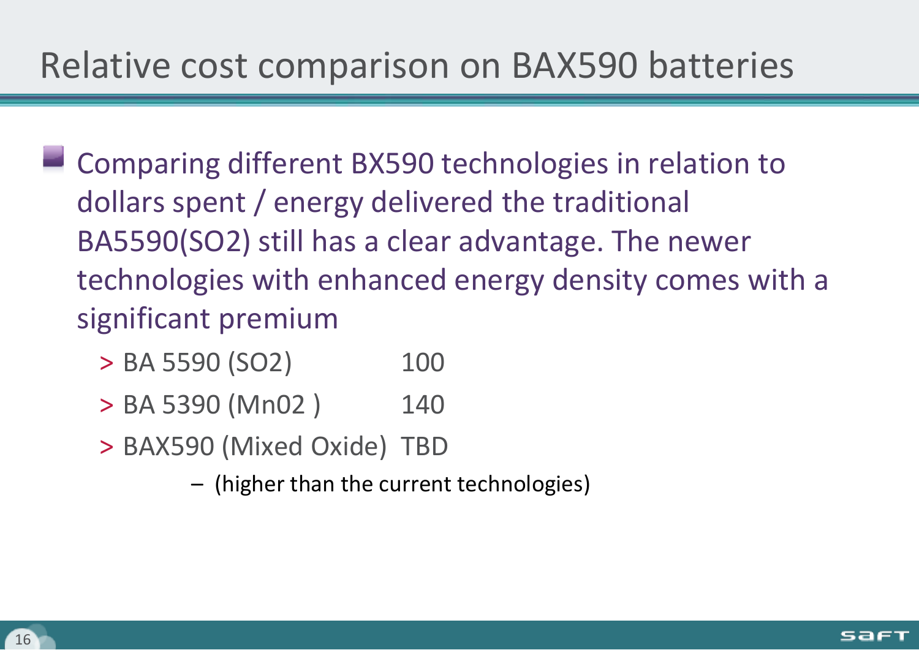# Relative cost comparison on BAX590 batteries

- Comparing different BX590 technologies in relation to dollars spent / energy delivered the traditional BA5590(SO2) still has a clear advantage. The newer technologies with enhanced energy density comes with a significant premium
  - > BA 5590 (SO2) 100
  - > BA 5390 (Mn02 ) 140
  - > BAX590 (Mixed Oxide) TBD
    - (higher than the current technologies)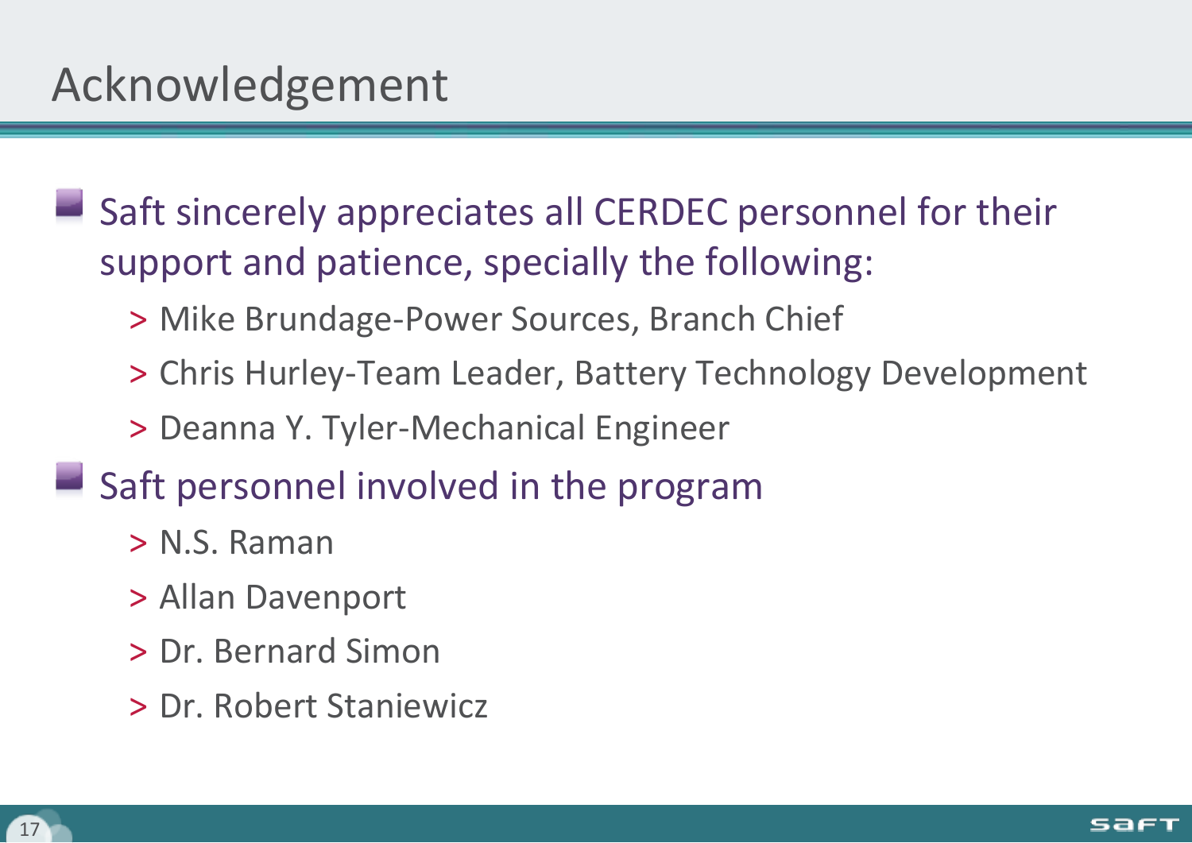# Acknowledgement

- Saft sincerely appreciates all CERDEC personnel for their support and patience, specially the following:
  - Mike Brundage-Power Sources, Branch Chief
  - Chris Hurley-Team Leader, Battery Technology Development
  - Deanna Y. Tyler-Mechanical Engineer
- Saft personnel involved in the program
  - N.S. Raman
  - Allan Davenport
  - Dr. Bernard Simon
  - Dr. Robert Staniewicz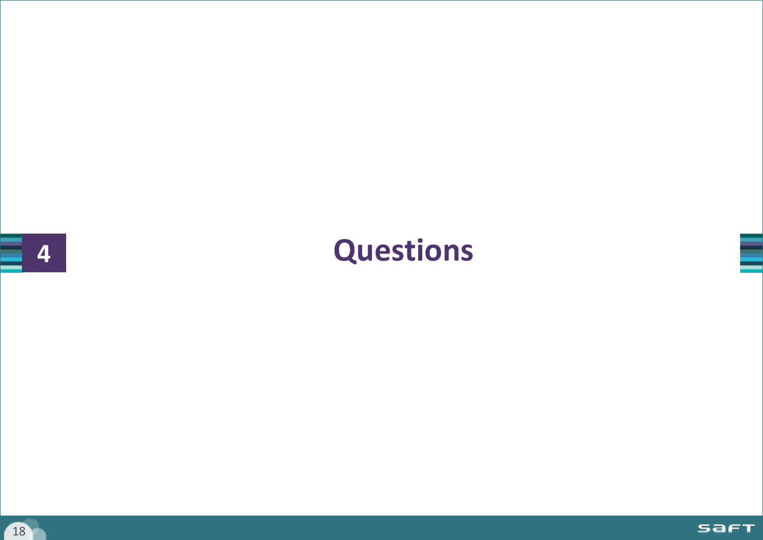# 4 Questions